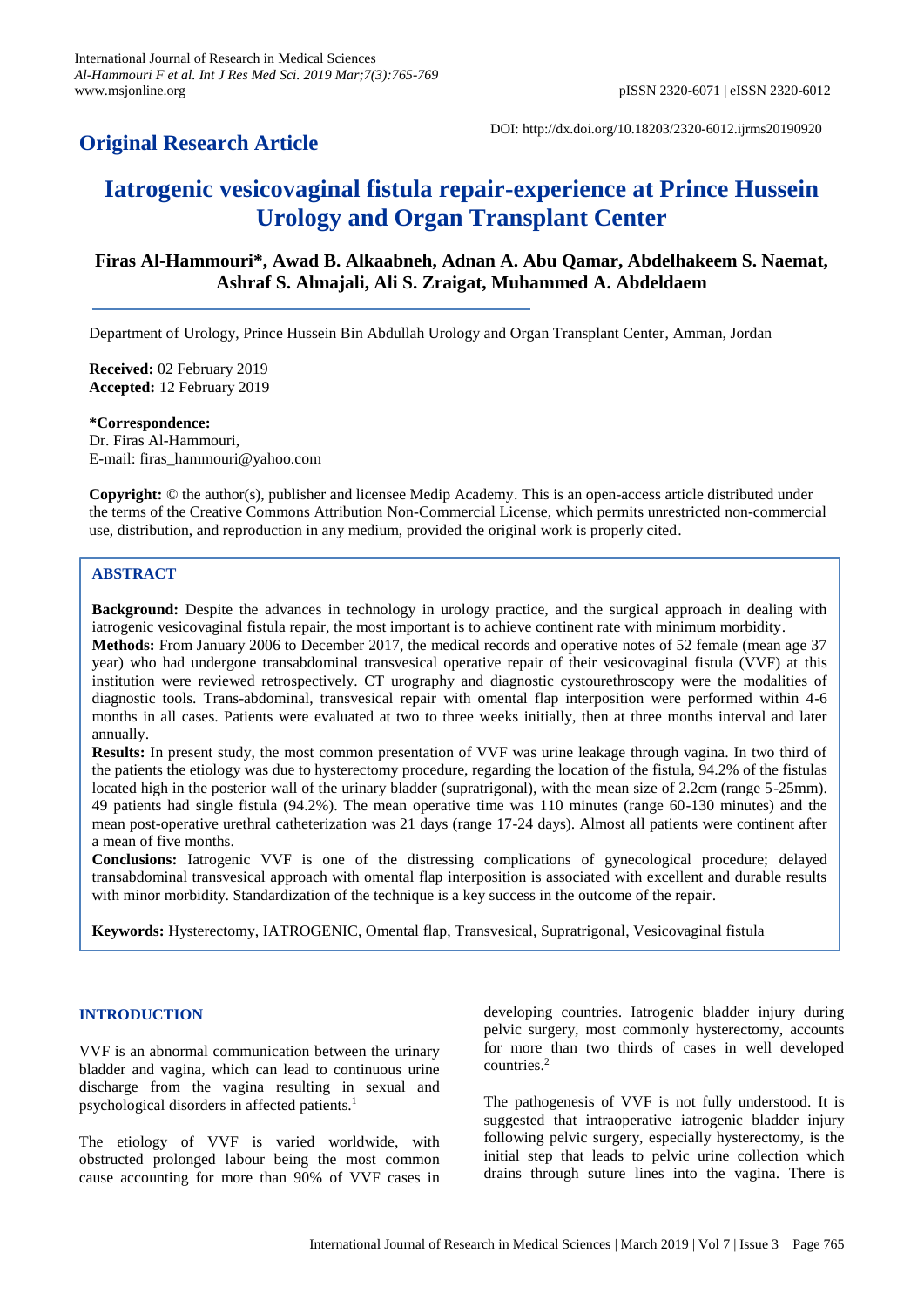## Original Research Article

DOI: http://dx.doi.org/10.18203/2320-6012.ijrms20190920

# Iatrogenic vesicovaginal fistula repair-experience at Prince Hussein Urology and Organ Transplant Center

**Firas Al-Hammouri\*, Awad B. Alkaabneh, Adnan A. Abu Qamar, Abdelhakeem S. Naemat, Ashraf S. Almajali, Ali S. Zraigat, Muhammed A. Abdeldaem**

Department of Urology, Prince Hussein Bin Abdullah Urology and Organ Transplant Center, Amman, Jordan

**Received:** 02 February 2019
**Accepted:** 12 February 2019

**\*Correspondence:**
Dr. Firas Al-Hammouri,
E-mail: firas_hammouri@yahoo.com

**Copyright:** © the author(s), publisher and licensee Medip Academy. This is an open-access article distributed under the terms of the Creative Commons Attribution Non-Commercial License, which permits unrestricted non-commercial use, distribution, and reproduction in any medium, provided the original work is properly cited.

## ABSTRACT

**Background:** Despite the advances in technology in urology practice, and the surgical approach in dealing with iatrogenic vesicovaginal fistula repair, the most important is to achieve continent rate with minimum morbidity.

**Methods:** From January 2006 to December 2017, the medical records and operative notes of 52 female (mean age 37 year) who had undergone transabdominal transvesical operative repair of their vesicovaginal fistula (VVF) at this institution were reviewed retrospectively. CT urography and diagnostic cystourethroscopy were the modalities of diagnostic tools. Trans-abdominal, transvesical repair with omental flap interposition were performed within 4-6 months in all cases. Patients were evaluated at two to three weeks initially, then at three months interval and later annually.

**Results:** In present study, the most common presentation of VVF was urine leakage through vagina. In two third of the patients the etiology was due to hysterectomy procedure, regarding the location of the fistula, 94.2% of the fistulas located high in the posterior wall of the urinary bladder (supratrigonal), with the mean size of 2.2cm (range 5-25mm). 49 patients had single fistula (94.2%). The mean operative time was 110 minutes (range 60-130 minutes) and the mean post-operative urethral catheterization was 21 days (range 17-24 days). Almost all patients were continent after a mean of five months.

**Conclusions:** Iatrogenic VVF is one of the distressing complications of gynecological procedure; delayed transabdominal transvesical approach with omental flap interposition is associated with excellent and durable results with minor morbidity. Standardization of the technique is a key success in the outcome of the repair.

**Keywords:** Hysterectomy, IATROGENIC, Omental flap, Transvesical, Supratrigonal, Vesicovaginal fistula

## INTRODUCTION

VVF is an abnormal communication between the urinary bladder and vagina, which can lead to continuous urine discharge from the vagina resulting in sexual and psychological disorders in affected patients.[1]

The etiology of VVF is varied worldwide, with obstructed prolonged labour being the most common cause accounting for more than 90% of VVF cases in developing countries. Iatrogenic bladder injury during pelvic surgery, most commonly hysterectomy, accounts for more than two thirds of cases in well developed countries.[2]

The pathogenesis of VVF is not fully understood. It is suggested that intraoperative iatrogenic bladder injury following pelvic surgery, especially hysterectomy, is the initial step that leads to pelvic urine collection which drains through suture lines into the vagina. There is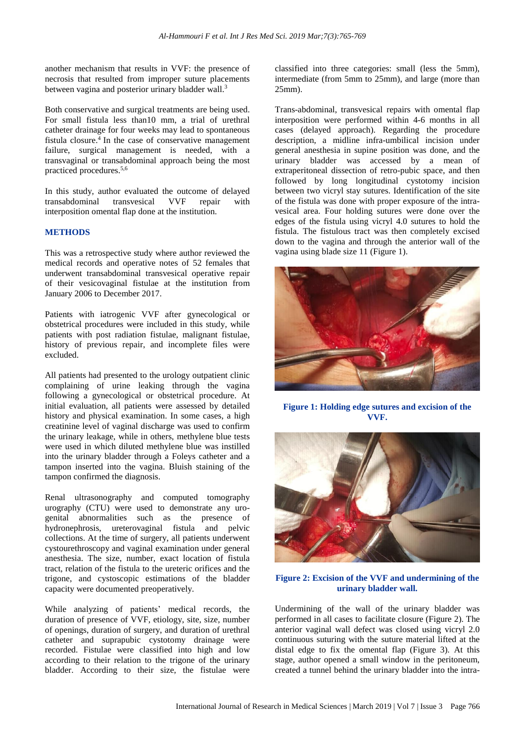another mechanism that results in VVF: the presence of necrosis that resulted from improper suture placements between vagina and posterior urinary bladder wall.[3]

Both conservative and surgical treatments are being used. For small fistula less than10 mm, a trial of urethral catheter drainage for four weeks may lead to spontaneous fistula closure.[4] In the case of conservative management failure, surgical management is needed, with a transvaginal or transabdominal approach being the most practiced procedures.[5,6]

In this study, author evaluated the outcome of delayed transabdominal transvesical VVF repair with interposition omental flap done at the institution.

## METHODS

This was a retrospective study where author reviewed the medical records and operative notes of 52 females that underwent transabdominal transvesical operative repair of their vesicovaginal fistulae at the institution from January 2006 to December 2017.

Patients with iatrogenic VVF after gynecological or obstetrical procedures were included in this study, while patients with post radiation fistulae, malignant fistulae, history of previous repair, and incomplete files were excluded.

All patients had presented to the urology outpatient clinic complaining of urine leaking through the vagina following a gynecological or obstetrical procedure. At initial evaluation, all patients were assessed by detailed history and physical examination. In some cases, a high creatinine level of vaginal discharge was used to confirm the urinary leakage, while in others, methylene blue tests were used in which diluted methylene blue was instilled into the urinary bladder through a Foleys catheter and a tampon inserted into the vagina. Bluish staining of the tampon confirmed the diagnosis.

Renal ultrasonography and computed tomography urography (CTU) were used to demonstrate any uro-genital abnormalities such as the presence of hydronephrosis, ureterovaginal fistula and pelvic collections. At the time of surgery, all patients underwent cystourethroscopy and vaginal examination under general anesthesia. The size, number, exact location of fistula tract, relation of the fistula to the ureteric orifices and the trigone, and cystoscopic estimations of the bladder capacity were documented preoperatively.

While analyzing of patients' medical records, the duration of presence of VVF, etiology, site, size, number of openings, duration of surgery, and duration of urethral catheter and suprapubic cystotomy drainage were recorded. Fistulae were classified into high and low according to their relation to the trigone of the urinary bladder. According to their size, the fistulae were classified into three categories: small (less the 5mm), intermediate (from 5mm to 25mm), and large (more than 25mm).

Trans-abdominal, transvesical repairs with omental flap interposition were performed within 4-6 months in all cases (delayed approach). Regarding the procedure description, a midline infra-umbilical incision under general anesthesia in supine position was done, and the urinary bladder was accessed by a mean of extraperitoneal dissection of retro-pubic space, and then followed by long longitudinal cystotomy incision between two vicryl stay sutures. Identification of the site of the fistula was done with proper exposure of the intra-vesical area. Four holding sutures were done over the edges of the fistula using vicryl 4.0 sutures to hold the fistula. The fistulous tract was then completely excised down to the vagina and through the anterior wall of the vagina using blade size 11 (Figure 1).

**Figure 1: Holding edge sutures and excision of the VVF.**

**Figure 2: Excision of the VVF and undermining of the urinary bladder wall.**

Undermining of the wall of the urinary bladder was performed in all cases to facilitate closure (Figure 2). The anterior vaginal wall defect was closed using vicryl 2.0 continuous suturing with the suture material lifted at the distal edge to fix the omental flap (Figure 3). At this stage, author opened a small window in the peritoneum, created a tunnel behind the urinary bladder into the intra-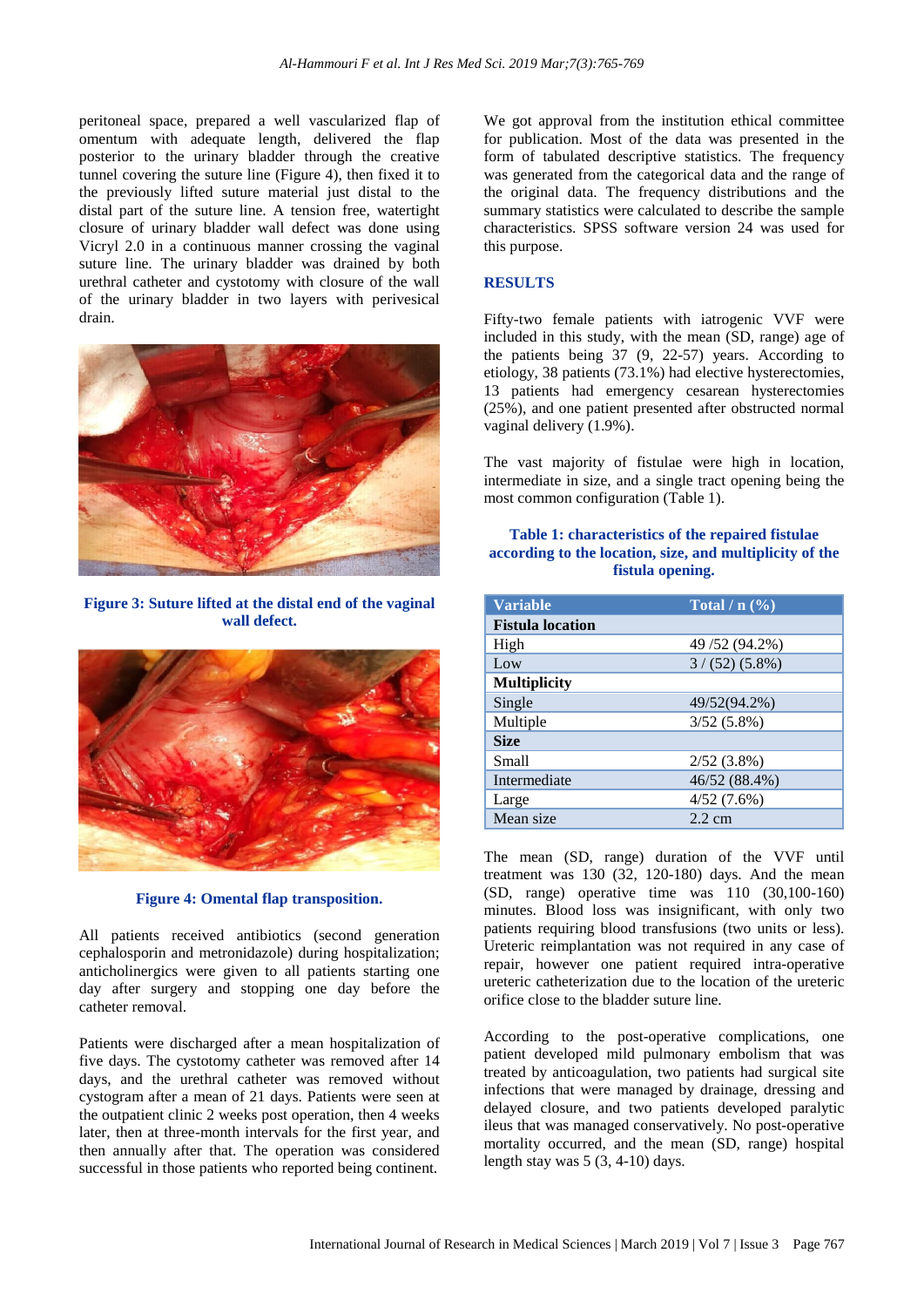peritoneal space, prepared a well vascularized flap of omentum with adequate length, delivered the flap posterior to the urinary bladder through the creative tunnel covering the suture line (Figure 4), then fixed it to the previously lifted suture material just distal to the distal part of the suture line. A tension free, watertight closure of urinary bladder wall defect was done using Vicryl 2.0 in a continuous manner crossing the vaginal suture line. The urinary bladder was drained by both urethral catheter and cystotomy with closure of the wall of the urinary bladder in two layers with perivesical drain.

**Figure 3: Suture lifted at the distal end of the vaginal wall defect.**

**Figure 4: Omental flap transposition.**

All patients received antibiotics (second generation cephalosporin and metronidazole) during hospitalization; anticholinergics were given to all patients starting one day after surgery and stopping one day before the catheter removal.

Patients were discharged after a mean hospitalization of five days. The cystotomy catheter was removed after 14 days, and the urethral catheter was removed without cystogram after a mean of 21 days. Patients were seen at the outpatient clinic 2 weeks post operation, then 4 weeks later, then at three-month intervals for the first year, and then annually after that. The operation was considered successful in those patients who reported being continent.

We got approval from the institution ethical committee for publication. Most of the data was presented in the form of tabulated descriptive statistics. The frequency was generated from the categorical data and the range of the original data. The frequency distributions and the summary statistics were calculated to describe the sample characteristics. SPSS software version 24 was used for this purpose.

## RESULTS

Fifty-two female patients with iatrogenic VVF were included in this study, with the mean (SD, range) age of the patients being 37 (9, 22-57) years. According to etiology, 38 patients (73.1%) had elective hysterectomies, 13 patients had emergency cesarean hysterectomies (25%), and one patient presented after obstructed normal vaginal delivery (1.9%).

The vast majority of fistulae were high in location, intermediate in size, and a single tract opening being the most common configuration (Table 1).

**Table 1: characteristics of the repaired fistulae according to the location, size, and multiplicity of the fistula opening.**

| Variable | Total / n (%) |
|---|---|
| **Fistula location** | |
| High | 49 /52 (94.2%) |
| Low | 3 / (52) (5.8%) |
| **Multiplicity** | |
| Single | 49/52(94.2%) |
| Multiple | 3/52 (5.8%) |
| **Size** | |
| Small | 2/52 (3.8%) |
| Intermediate | 46/52 (88.4%) |
| Large | 4/52 (7.6%) |
| Mean size | 2.2 cm |

The mean (SD, range) duration of the VVF until treatment was 130 (32, 120-180) days. And the mean (SD, range) operative time was 110 (30,100-160) minutes. Blood loss was insignificant, with only two patients requiring blood transfusions (two units or less). Ureteric reimplantation was not required in any case of repair, however one patient required intra-operative ureteric catheterization due to the location of the ureteric orifice close to the bladder suture line.

According to the post-operative complications, one patient developed mild pulmonary embolism that was treated by anticoagulation, two patients had surgical site infections that were managed by drainage, dressing and delayed closure, and two patients developed paralytic ileus that was managed conservatively. No post-operative mortality occurred, and the mean (SD, range) hospital length stay was 5 (3, 4-10) days.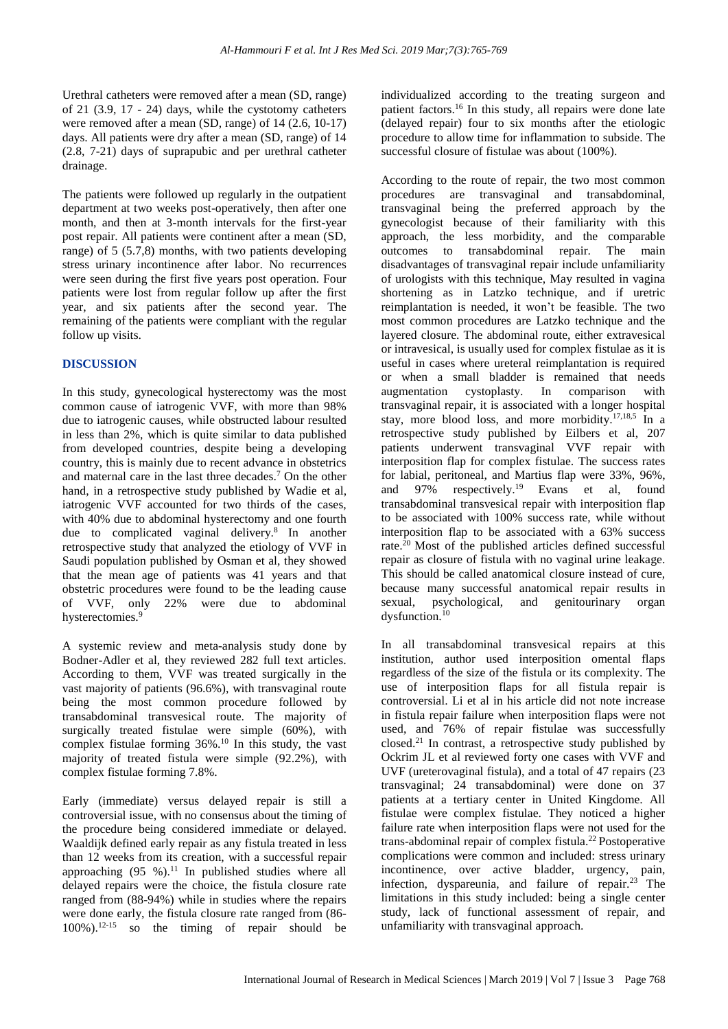Urethral catheters were removed after a mean (SD, range) of 21 (3.9, 17 - 24) days, while the cystotomy catheters were removed after a mean (SD, range) of 14 (2.6, 10-17) days. All patients were dry after a mean (SD, range) of 14 (2.8, 7-21) days of suprapubic and per urethral catheter drainage.

The patients were followed up regularly in the outpatient department at two weeks post-operatively, then after one month, and then at 3-month intervals for the first-year post repair. All patients were continent after a mean (SD, range) of 5 (5.7,8) months, with two patients developing stress urinary incontinence after labor. No recurrences were seen during the first five years post operation. Four patients were lost from regular follow up after the first year, and six patients after the second year. The remaining of the patients were compliant with the regular follow up visits.

## DISCUSSION

In this study, gynecological hysterectomy was the most common cause of iatrogenic VVF, with more than 98% due to iatrogenic causes, while obstructed labour resulted in less than 2%, which is quite similar to data published from developed countries, despite being a developing country, this is mainly due to recent advance in obstetrics and maternal care in the last three decades.[7] On the other hand, in a retrospective study published by Wadie et al, iatrogenic VVF accounted for two thirds of the cases, with 40% due to abdominal hysterectomy and one fourth due to complicated vaginal delivery.[8] In another retrospective study that analyzed the etiology of VVF in Saudi population published by Osman et al, they showed that the mean age of patients was 41 years and that obstetric procedures were found to be the leading cause of VVF, only 22% were due to abdominal hysterectomies.[9]

A systemic review and meta-analysis study done by Bodner-Adler et al, they reviewed 282 full text articles. According to them, VVF was treated surgically in the vast majority of patients (96.6%), with transvaginal route being the most common procedure followed by transabdominal transvesical route. The majority of surgically treated fistulae were simple (60%), with complex fistulae forming 36%.[10] In this study, the vast majority of treated fistula were simple (92.2%), with complex fistulae forming 7.8%.

Early (immediate) versus delayed repair is still a controversial issue, with no consensus about the timing of the procedure being considered immediate or delayed. Waaldijk defined early repair as any fistula treated in less than 12 weeks from its creation, with a successful repair approaching (95 %).[11] In published studies where all delayed repairs were the choice, the fistula closure rate ranged from (88-94%) while in studies where the repairs were done early, the fistula closure rate ranged from (86-100%).[12-15] so the timing of repair should be individualized according to the treating surgeon and patient factors.[16] In this study, all repairs were done late (delayed repair) four to six months after the etiologic procedure to allow time for inflammation to subside. The successful closure of fistulae was about (100%).

According to the route of repair, the two most common procedures are transvaginal and transabdominal, transvaginal being the preferred approach by the gynecologist because of their familiarity with this approach, the less morbidity, and the comparable outcomes to transabdominal repair. The main disadvantages of transvaginal repair include unfamiliarity of urologists with this technique, May resulted in vagina shortening as in Latzko technique, and if uretric reimplantation is needed, it won't be feasible. The two most common procedures are Latzko technique and the layered closure. The abdominal route, either extravesical or intravesical, is usually used for complex fistulae as it is useful in cases where ureteral reimplantation is required or when a small bladder is remained that needs augmentation cystoplasty. In comparison with transvaginal repair, it is associated with a longer hospital stay, more blood loss, and more morbidity.[17,18,5] In a retrospective study published by Eilbers et al, 207 patients underwent transvaginal VVF repair with interposition flap for complex fistulae. The success rates for labial, peritoneal, and Martius flap were 33%, 96%, and 97% respectively.[19] Evans et al, found transabdominal transvesical repair with interposition flap to be associated with 100% success rate, while without interposition flap to be associated with a 63% success rate.[20] Most of the published articles defined successful repair as closure of fistula with no vaginal urine leakage. This should be called anatomical closure instead of cure, because many successful anatomical repair results in sexual, psychological, and genitourinary organ dysfunction.[10]

In all transabdominal transvesical repairs at this institution, author used interposition omental flaps regardless of the size of the fistula or its complexity. The use of interposition flaps for all fistula repair is controversial. Li et al in his article did not note increase in fistula repair failure when interposition flaps were not used, and 76% of repair fistulae was successfully closed.[21] In contrast, a retrospective study published by Ockrim JL et al reviewed forty one cases with VVF and UVF (ureterovaginal fistula), and a total of 47 repairs (23 transvaginal; 24 transabdominal) were done on 37 patients at a tertiary center in United Kingdome. All fistulae were complex fistulae. They noticed a higher failure rate when interposition flaps were not used for the trans-abdominal repair of complex fistula.[22] Postoperative complications were common and included: stress urinary incontinence, over active bladder, urgency, pain, infection, dyspareunia, and failure of repair.[23] The limitations in this study included: being a single center study, lack of functional assessment of repair, and unfamiliarity with transvaginal approach.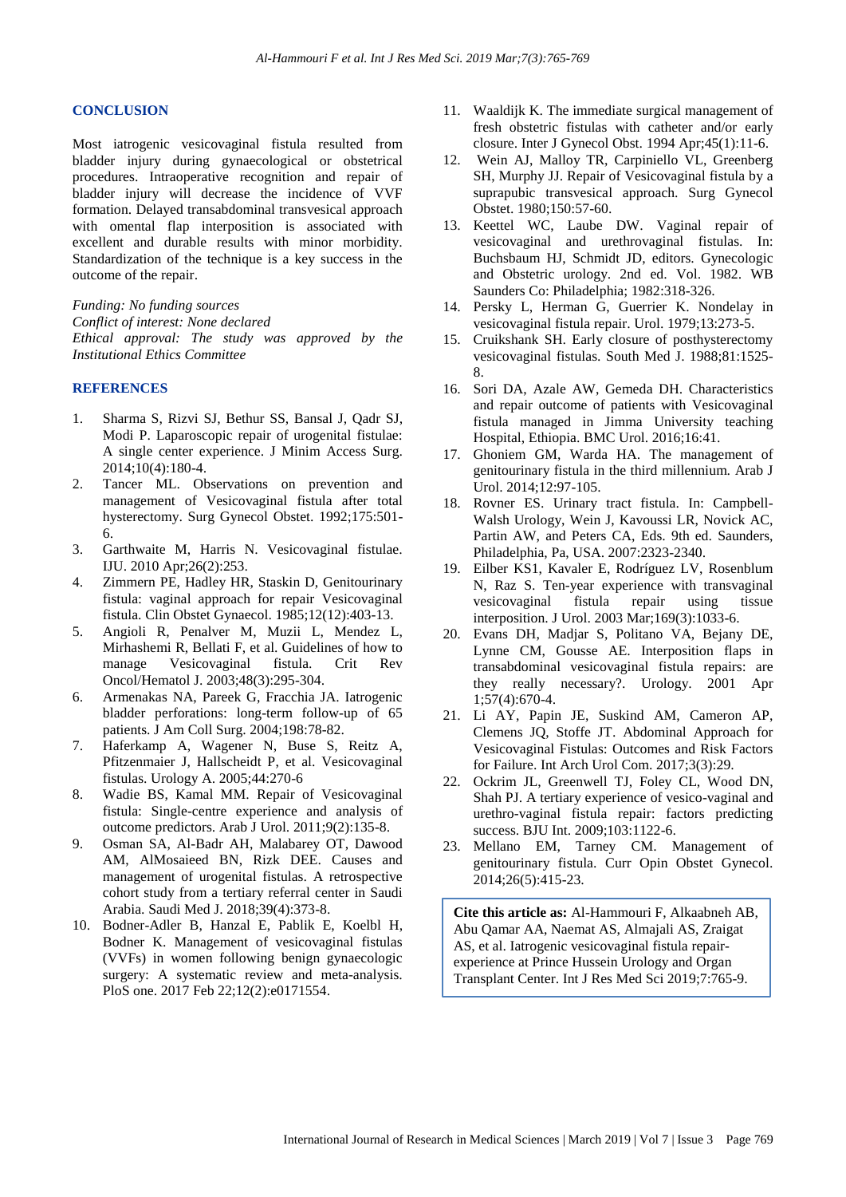## CONCLUSION

Most iatrogenic vesicovaginal fistula resulted from bladder injury during gynaecological or obstetrical procedures. Intraoperative recognition and repair of bladder injury will decrease the incidence of VVF formation. Delayed transabdominal transvesical approach with omental flap interposition is associated with excellent and durable results with minor morbidity. Standardization of the technique is a key success in the outcome of the repair.

*Funding: No funding sources*
*Conflict of interest: None declared*
*Ethical approval: The study was approved by the Institutional Ethics Committee*

## REFERENCES

1. Sharma S, Rizvi SJ, Bethur SS, Bansal J, Qadr SJ, Modi P. Laparoscopic repair of urogenital fistulae: A single center experience. J Minim Access Surg. 2014;10(4):180-4.
2. Tancer ML. Observations on prevention and management of Vesicovaginal fistula after total hysterectomy. Surg Gynecol Obstet. 1992;175:501-6.
3. Garthwaite M, Harris N. Vesicovaginal fistulae. IJU. 2010 Apr;26(2):253.
4. Zimmern PE, Hadley HR, Staskin D, Genitourinary fistula: vaginal approach for repair Vesicovaginal fistula. Clin Obstet Gynaecol. 1985;12(12):403-13.
5. Angioli R, Penalver M, Muzii L, Mendez L, Mirhashemi R, Bellati F, et al. Guidelines of how to manage Vesicovaginal fistula. Crit Rev Oncol/Hematol J. 2003;48(3):295-304.
6. Armenakas NA, Pareek G, Fracchia JA. Iatrogenic bladder perforations: long-term follow-up of 65 patients. J Am Coll Surg. 2004;198:78-82.
7. Haferkamp A, Wagener N, Buse S, Reitz A, Pfitzenmaier J, Hallscheidt P, et al. Vesicovaginal fistulas. Urology A. 2005;44:270-6
8. Wadie BS, Kamal MM. Repair of Vesicovaginal fistula: Single-centre experience and analysis of outcome predictors. Arab J Urol. 2011;9(2):135-8.
9. Osman SA, Al-Badr AH, Malabarey OT, Dawood AM, AlMosaieed BN, Rizk DEE. Causes and management of urogenital fistulas. A retrospective cohort study from a tertiary referral center in Saudi Arabia. Saudi Med J. 2018;39(4):373-8.
10. Bodner-Adler B, Hanzal E, Pablik E, Koelbl H, Bodner K. Management of vesicovaginal fistulas (VVFs) in women following benign gynaecologic surgery: A systematic review and meta-analysis. PloS one. 2017 Feb 22;12(2):e0171554.
11. Waaldijk K. The immediate surgical management of fresh obstetric fistulas with catheter and/or early closure. Inter J Gynecol Obst. 1994 Apr;45(1):11-6.
12. Wein AJ, Malloy TR, Carpiniello VL, Greenberg SH, Murphy JJ. Repair of Vesicovaginal fistula by a suprapubic transvesical approach. Surg Gynecol Obstet. 1980;150:57-60.
13. Keettel WC, Laube DW. Vaginal repair of vesicovaginal and urethrovaginal fistulas. In: Buchsbaum HJ, Schmidt JD, editors. Gynecologic and Obstetric urology. 2nd ed. Vol. 1982. WB Saunders Co: Philadelphia; 1982:318-326.
14. Persky L, Herman G, Guerrier K. Nondelay in vesicovaginal fistula repair. Urol. 1979;13:273-5.
15. Cruikshank SH. Early closure of posthysterectomy vesicovaginal fistulas. South Med J. 1988;81:1525-8.
16. Sori DA, Azale AW, Gemeda DH. Characteristics and repair outcome of patients with Vesicovaginal fistula managed in Jimma University teaching Hospital, Ethiopia. BMC Urol. 2016;16:41.
17. Ghoniem GM, Warda HA. The management of genitourinary fistula in the third millennium. Arab J Urol. 2014;12:97-105.
18. Rovner ES. Urinary tract fistula. In: Campbell-Walsh Urology, Wein J, Kavoussi LR, Novick AC, Partin AW, and Peters CA, Eds. 9th ed. Saunders, Philadelphia, Pa, USA. 2007:2323-2340.
19. Eilber KS1, Kavaler E, Rodríguez LV, Rosenblum N, Raz S. Ten-year experience with transvaginal vesicovaginal fistula repair using tissue interposition. J Urol. 2003 Mar;169(3):1033-6.
20. Evans DH, Madjar S, Politano VA, Bejany DE, Lynne CM, Gousse AE. Interposition flaps in transabdominal vesicovaginal fistula repairs: are they really necessary?. Urology. 2001 Apr 1;57(4):670-4.
21. Li AY, Papin JE, Suskind AM, Cameron AP, Clemens JQ, Stoffe JT. Abdominal Approach for Vesicovaginal Fistulas: Outcomes and Risk Factors for Failure. Int Arch Urol Com. 2017;3(3):29.
22. Ockrim JL, Greenwell TJ, Foley CL, Wood DN, Shah PJ. A tertiary experience of vesico-vaginal and urethro-vaginal fistula repair: factors predicting success. BJU Int. 2009;103:1122-6.
23. Mellano EM, Tarney CM. Management of genitourinary fistula. Curr Opin Obstet Gynecol. 2014;26(5):415-23.

**Cite this article as:** Al-Hammouri F, Alkaabneh AB, Abu Qamar AA, Naemat AS, Almajali AS, Zraigat AS, et al. Iatrogenic vesicovaginal fistula repair-experience at Prince Hussein Urology and Organ Transplant Center. Int J Res Med Sci 2019;7:765-9.